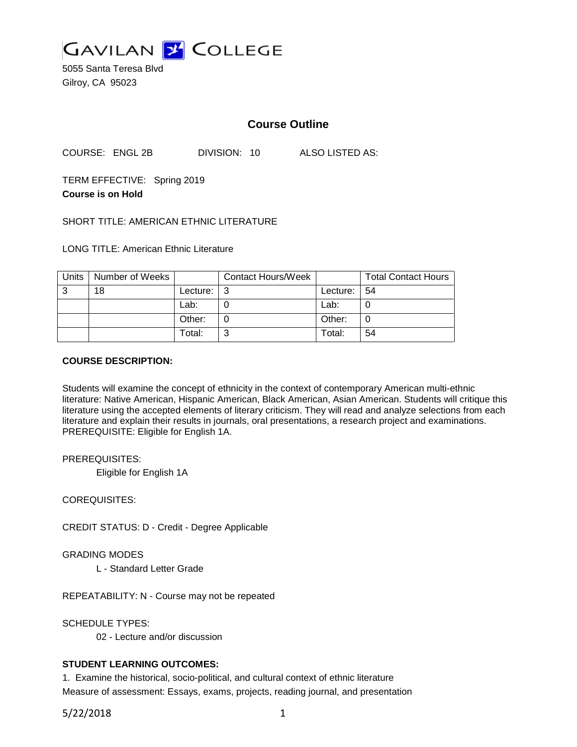# GAVILAN COLLEGE

5055 Santa Teresa Blvd
Gilroy, CA 95023

## Course Outline

COURSE: ENGL 2B DIVISION: 10 ALSO LISTED AS:

TERM EFFECTIVE: Spring 2019
**Course is on Hold**

SHORT TITLE: AMERICAN ETHNIC LITERATURE

LONG TITLE: American Ethnic Literature

| Units | Number of Weeks | | Contact Hours/Week | | Total Contact Hours |
|---|---|---|---|---|---|
| 3 | 18 | Lecture: | 3 | Lecture: | 54 |
| | | Lab: | 0 | Lab: | 0 |
| | | Other: | 0 | Other: | 0 |
| | | Total: | 3 | Total: | 54 |

**COURSE DESCRIPTION:**

Students will examine the concept of ethnicity in the context of contemporary American multi-ethnic literature: Native American, Hispanic American, Black American, Asian American. Students will critique this literature using the accepted elements of literary criticism. They will read and analyze selections from each literature and explain their results in journals, oral presentations, a research project and examinations. PREREQUISITE: Eligible for English 1A.

PREREQUISITES:

Eligible for English 1A

COREQUISITES:

CREDIT STATUS: D - Credit - Degree Applicable

GRADING MODES

L - Standard Letter Grade

REPEATABILITY: N - Course may not be repeated

SCHEDULE TYPES:

02 - Lecture and/or discussion

**STUDENT LEARNING OUTCOMES:**

1. Examine the historical, socio-political, and cultural context of ethnic literature
Measure of assessment: Essays, exams, projects, reading journal, and presentation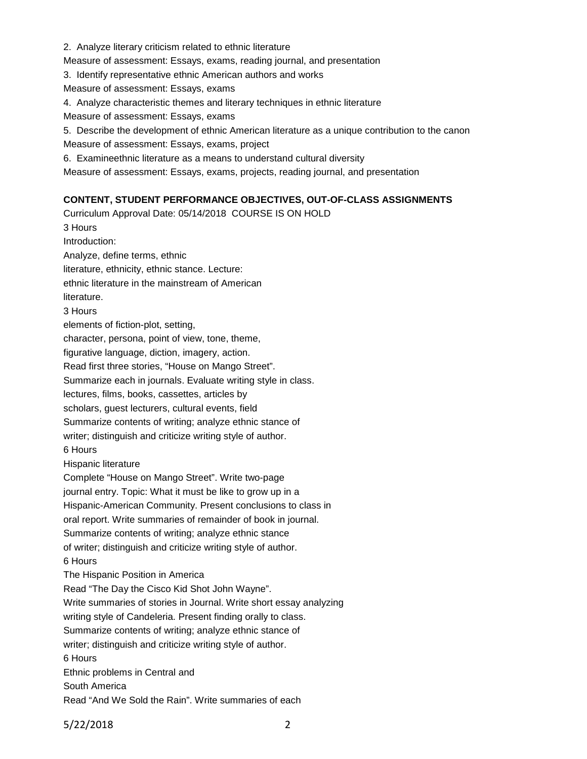2. Analyze literary criticism related to ethnic literature
Measure of assessment: Essays, exams, reading journal, and presentation
3. Identify representative ethnic American authors and works
Measure of assessment: Essays, exams
4. Analyze characteristic themes and literary techniques in ethnic literature
Measure of assessment: Essays, exams
5. Describe the development of ethnic American literature as a unique contribution to the canon
Measure of assessment: Essays, exams, project
6. Examineethnic literature as a means to understand cultural diversity
Measure of assessment: Essays, exams, projects, reading journal, and presentation

**CONTENT, STUDENT PERFORMANCE OBJECTIVES, OUT-OF-CLASS ASSIGNMENTS**

Curriculum Approval Date: 05/14/2018 COURSE IS ON HOLD

3 Hours
Introduction:
Analyze, define terms, ethnic
literature, ethnicity, ethnic stance. Lecture:
ethnic literature in the mainstream of American
literature.

3 Hours
elements of fiction-plot, setting,
character, persona, point of view, tone, theme,
figurative language, diction, imagery, action.
Read first three stories, "House on Mango Street".
Summarize each in journals. Evaluate writing style in class.
lectures, films, books, cassettes, articles by
scholars, guest lecturers, cultural events, field
Summarize contents of writing; analyze ethnic stance of
writer; distinguish and criticize writing style of author.

6 Hours
Hispanic literature
Complete "House on Mango Street". Write two-page
journal entry. Topic: What it must be like to grow up in a
Hispanic-American Community. Present conclusions to class in
oral report. Write summaries of remainder of book in journal.
Summarize contents of writing; analyze ethnic stance
of writer; distinguish and criticize writing style of author.

6 Hours
The Hispanic Position in America
Read "The Day the Cisco Kid Shot John Wayne".
Write summaries of stories in Journal. Write short essay analyzing
writing style of Candeleria. Present finding orally to class.
Summarize contents of writing; analyze ethnic stance of
writer; distinguish and criticize writing style of author.

6 Hours
Ethnic problems in Central and
South America
Read "And We Sold the Rain". Write summaries of each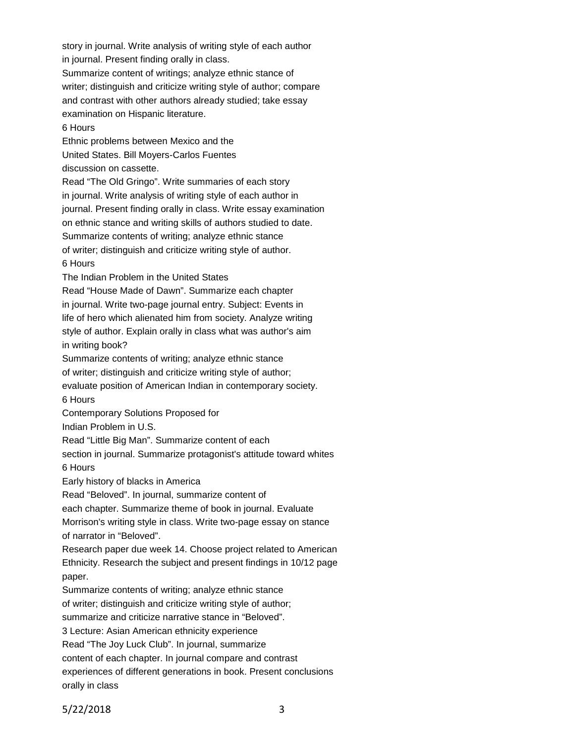story in journal. Write analysis of writing style of each author in journal. Present finding orally in class.

Summarize content of writings; analyze ethnic stance of writer; distinguish and criticize writing style of author; compare and contrast with other authors already studied; take essay examination on Hispanic literature.

6 Hours

Ethnic problems between Mexico and the United States. Bill Moyers-Carlos Fuentes discussion on cassette.

Read “The Old Gringo”. Write summaries of each story in journal. Write analysis of writing style of each author in journal. Present finding orally in class. Write essay examination on ethnic stance and writing skills of authors studied to date.

Summarize contents of writing; analyze ethnic stance of writer; distinguish and criticize writing style of author.

6 Hours

The Indian Problem in the United States

Read “House Made of Dawn”. Summarize each chapter in journal. Write two-page journal entry. Subject: Events in life of hero which alienated him from society. Analyze writing style of author. Explain orally in class what was author's aim in writing book?

Summarize contents of writing; analyze ethnic stance of writer; distinguish and criticize writing style of author; evaluate position of American Indian in contemporary society.

6 Hours

Contemporary Solutions Proposed for Indian Problem in U.S.

Read “Little Big Man”. Summarize content of each section in journal. Summarize protagonist's attitude toward whites

6 Hours

Early history of blacks in America

Read “Beloved”. In journal, summarize content of each chapter. Summarize theme of book in journal. Evaluate Morrison's writing style in class. Write two-page essay on stance of narrator in “Beloved”.

Research paper due week 14. Choose project related to American Ethnicity. Research the subject and present findings in 10/12 page paper.

Summarize contents of writing; analyze ethnic stance of writer; distinguish and criticize writing style of author; summarize and criticize narrative stance in “Beloved”.

3 Lecture: Asian American ethnicity experience

Read “The Joy Luck Club”. In journal, summarize content of each chapter. In journal compare and contrast experiences of different generations in book. Present conclusions orally in class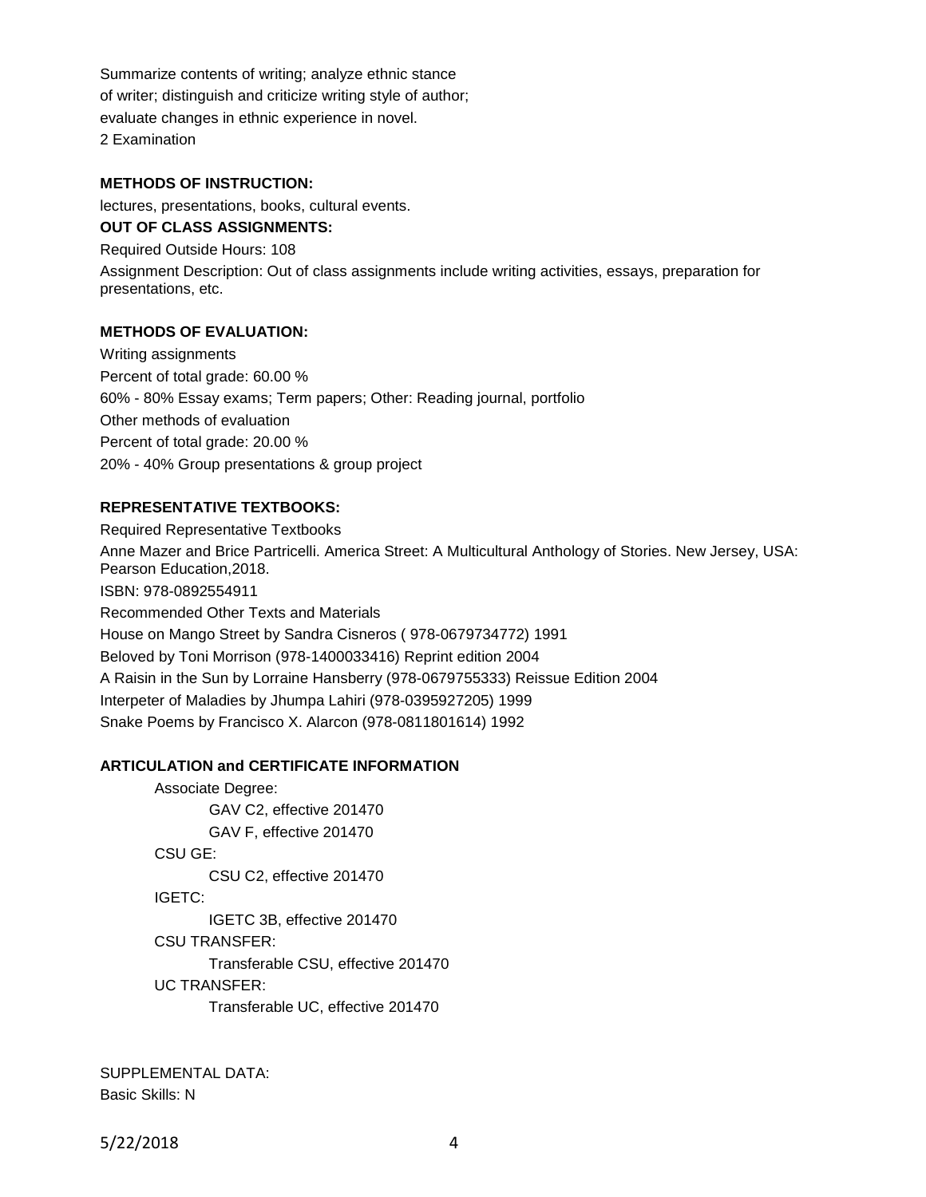Summarize contents of writing; analyze ethnic stance of writer; distinguish and criticize writing style of author; evaluate changes in ethnic experience in novel.
2 Examination

**METHODS OF INSTRUCTION:**

lectures, presentations, books, cultural events.

**OUT OF CLASS ASSIGNMENTS:**

Required Outside Hours: 108

Assignment Description: Out of class assignments include writing activities, essays, preparation for presentations, etc.

**METHODS OF EVALUATION:**

Writing assignments
Percent of total grade: 60.00 %
60% - 80% Essay exams; Term papers; Other: Reading journal, portfolio
Other methods of evaluation
Percent of total grade: 20.00 %
20% - 40% Group presentations & group project

**REPRESENTATIVE TEXTBOOKS:**

Required Representative Textbooks
Anne Mazer and Brice Partricelli. America Street: A Multicultural Anthology of Stories. New Jersey, USA: Pearson Education,2018.
ISBN: 978-0892554911
Recommended Other Texts and Materials
House on Mango Street by Sandra Cisneros ( 978-0679734772) 1991
Beloved by Toni Morrison (978-1400033416) Reprint edition 2004
A Raisin in the Sun by Lorraine Hansberry (978-0679755333) Reissue Edition 2004
Interpeter of Maladies by Jhumpa Lahiri (978-0395927205) 1999
Snake Poems by Francisco X. Alarcon (978-0811801614) 1992

**ARTICULATION and CERTIFICATE INFORMATION**

- Associate Degree:
  - GAV C2, effective 201470
  - GAV F, effective 201470
- CSU GE:
  - CSU C2, effective 201470
- IGETC:
  - IGETC 3B, effective 201470
- CSU TRANSFER:
  - Transferable CSU, effective 201470
- UC TRANSFER:
  - Transferable UC, effective 201470

SUPPLEMENTAL DATA:
Basic Skills: N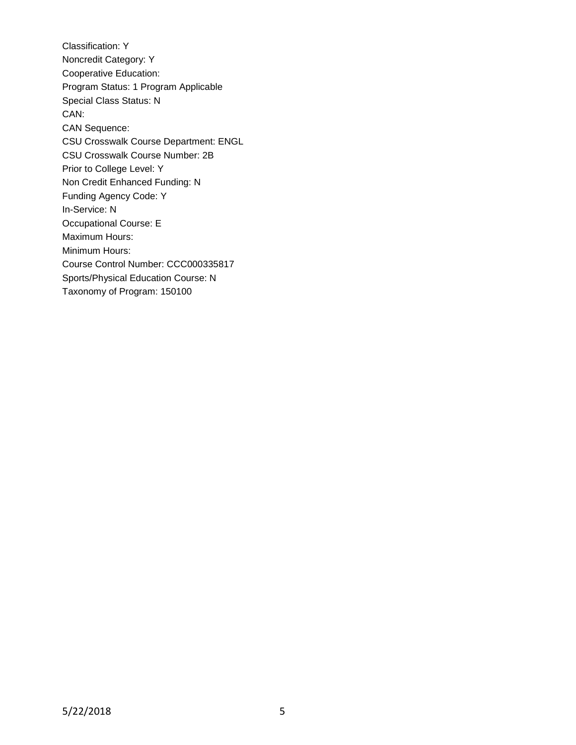Classification: Y
Noncredit Category: Y
Cooperative Education:
Program Status: 1 Program Applicable
Special Class Status: N
CAN:
CAN Sequence:
CSU Crosswalk Course Department: ENGL
CSU Crosswalk Course Number: 2B
Prior to College Level: Y
Non Credit Enhanced Funding: N
Funding Agency Code: Y
In-Service: N
Occupational Course: E
Maximum Hours:
Minimum Hours:
Course Control Number: CCC000335817
Sports/Physical Education Course: N
Taxonomy of Program: 150100